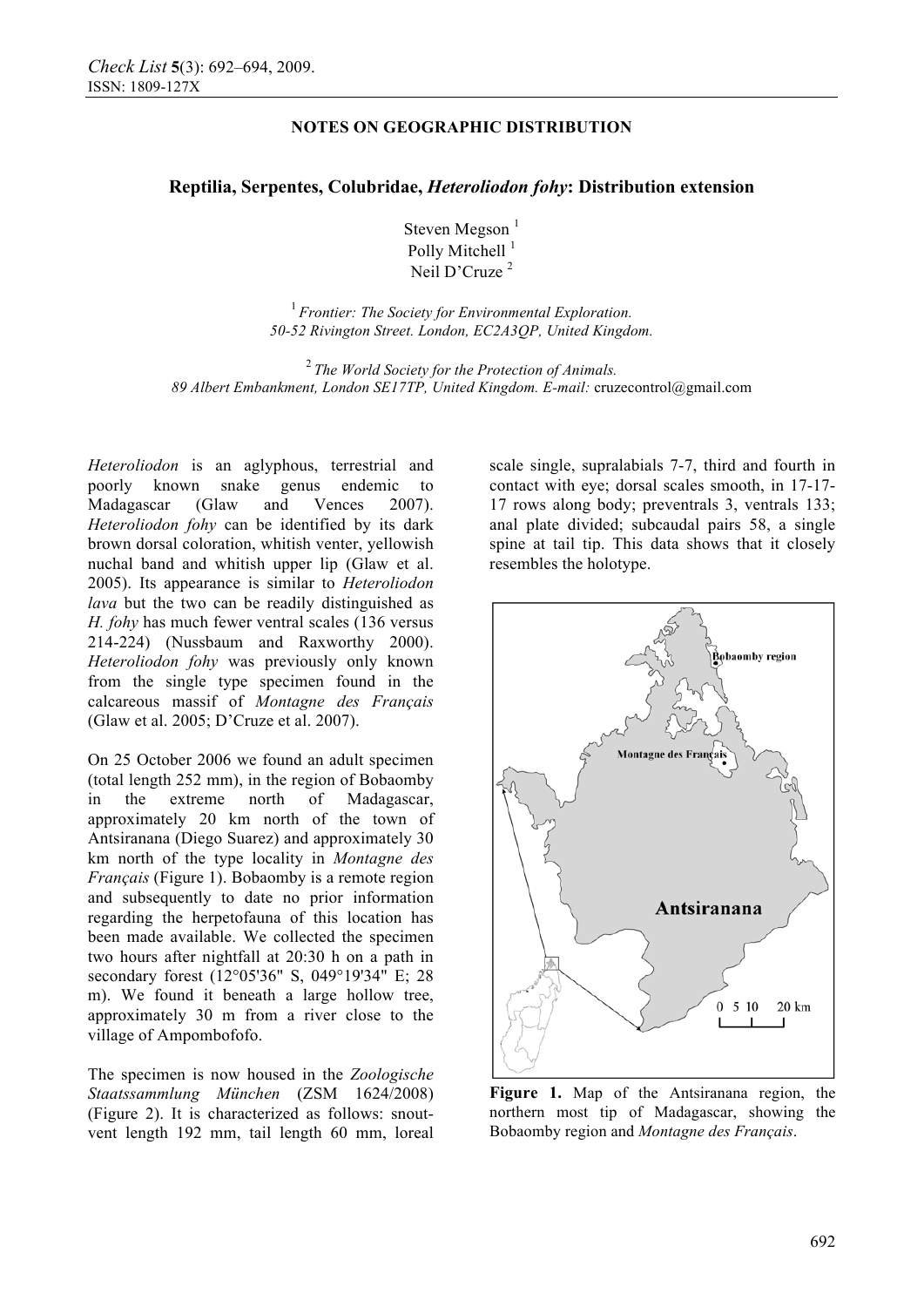NOTES ON GEOGRAPHIC DISTRIBUTION

# Reptilia, Serpentes, Colubridae, *Heteroliodon fohy*: Distribution extension

Steven Megson [1]
Polly Mitchell [1]
Neil D'Cruze [2]

[1] *Frontier: The Society for Environmental Exploration. 50-52 Rivington Street. London, EC2A3QP, United Kingdom.*

[2] *The World Society for the Protection of Animals. 89 Albert Embankment, London SE17TP, United Kingdom. E-mail:* cruzecontrol@gmail.com

*Heteroliodon* is an aglyphous, terrestrial and poorly known snake genus endemic to Madagascar (Glaw and Vences 2007). *Heteroliodon fohy* can be identified by its dark brown dorsal coloration, whitish venter, yellowish nuchal band and whitish upper lip (Glaw et al. 2005). Its appearance is similar to *Heteroliodon lava* but the two can be readily distinguished as *H. fohy* has much fewer ventral scales (136 versus 214-224) (Nussbaum and Raxworthy 2000). *Heteroliodon fohy* was previously only known from the single type specimen found in the calcareous massif of *Montagne des Français* (Glaw et al. 2005; D'Cruze et al. 2007).

On 25 October 2006 we found an adult specimen (total length 252 mm), in the region of Bobaomby in the extreme north of Madagascar, approximately 20 km north of the town of Antsiranana (Diego Suarez) and approximately 30 km north of the type locality in *Montagne des Français* (Figure 1). Bobaomby is a remote region and subsequently to date no prior information regarding the herpetofauna of this location has been made available. We collected the specimen two hours after nightfall at 20:30 h on a path in secondary forest (12°05'36" S, 049°19'34" E; 28 m). We found it beneath a large hollow tree, approximately 30 m from a river close to the village of Ampombofofo.

The specimen is now housed in the *Zoologische Staatssammlung München* (ZSM 1624/2008) (Figure 2). It is characterized as follows: snout-vent length 192 mm, tail length 60 mm, loreal scale single, supralabials 7-7, third and fourth in contact with eye; dorsal scales smooth, in 17-17-17 rows along body; preventrals 3, ventrals 133; anal plate divided; subcaudal pairs 58, a single spine at tail tip. This data shows that it closely resembles the holotype.

**Figure 1.** Map of the Antsiranana region, the northern most tip of Madagascar, showing the Bobaomby region and *Montagne des Français*.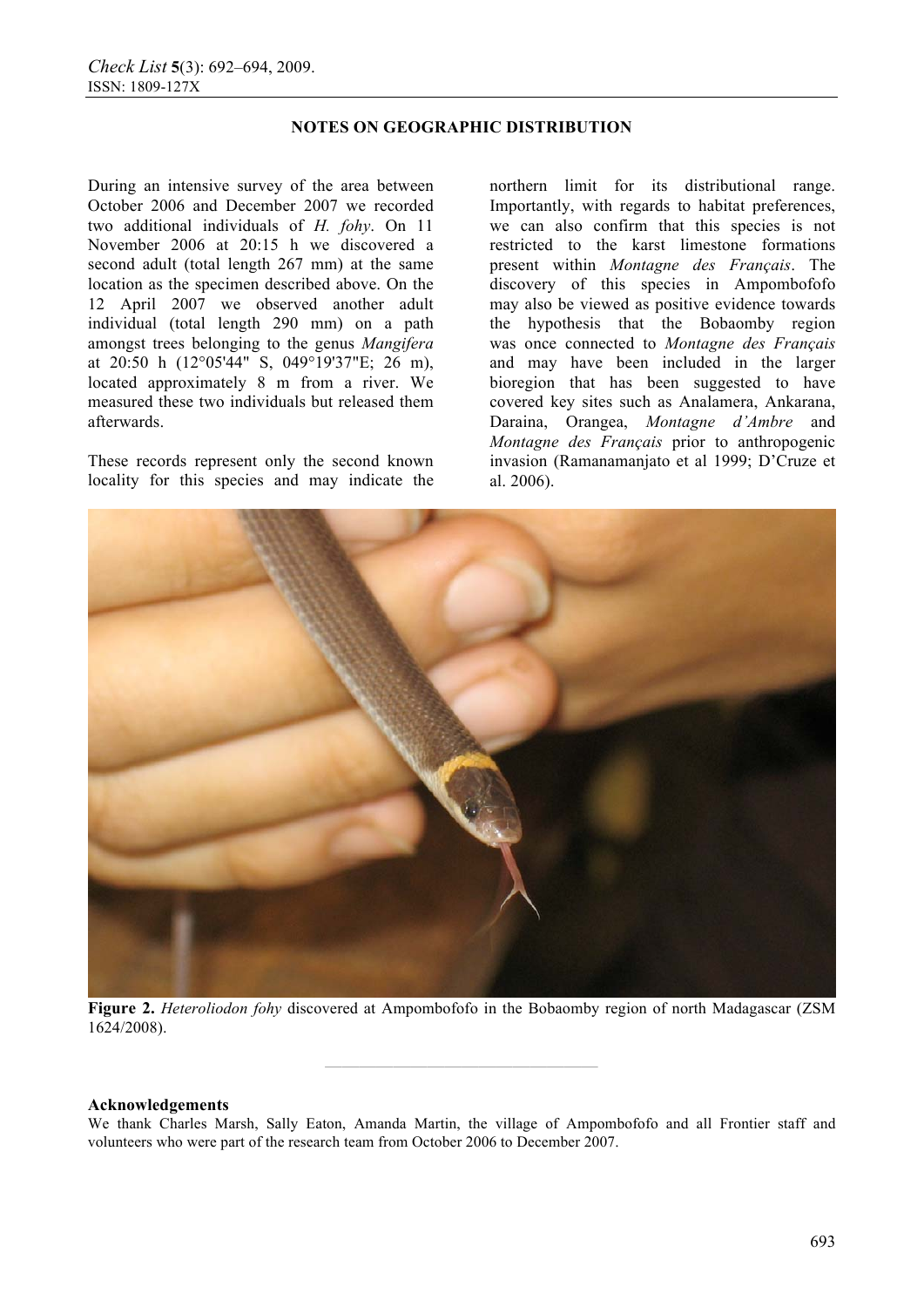## NOTES ON GEOGRAPHIC DISTRIBUTION

During an intensive survey of the area between October 2006 and December 2007 we recorded two additional individuals of *H. fohy*. On 11 November 2006 at 20:15 h we discovered a second adult (total length 267 mm) at the same location as the specimen described above. On the 12 April 2007 we observed another adult individual (total length 290 mm) on a path amongst trees belonging to the genus *Mangifera* at 20:50 h (12°05'44" S, 049°19'37"E; 26 m), located approximately 8 m from a river. We measured these two individuals but released them afterwards.

These records represent only the second known locality for this species and may indicate the northern limit for its distributional range. Importantly, with regards to habitat preferences, we can also confirm that this species is not restricted to the karst limestone formations present within *Montagne des Français*. The discovery of this species in Ampombofofo may also be viewed as positive evidence towards the hypothesis that the Bobaomby region was once connected to *Montagne des Français* and may have been included in the larger bioregion that has been suggested to have covered key sites such as Analamera, Ankarana, Daraina, Orangea, *Montagne d'Ambre* and *Montagne des Français* prior to anthropogenic invasion (Ramanamanjato et al 1999; D'Cruze et al. 2006).

**Figure 2.** *Heteroliodon fohy* discovered at Ampombofofo in the Bobaomby region of north Madagascar (ZSM 1624/2008).

### Acknowledgements

We thank Charles Marsh, Sally Eaton, Amanda Martin, the village of Ampombofofo and all Frontier staff and volunteers who were part of the research team from October 2006 to December 2007.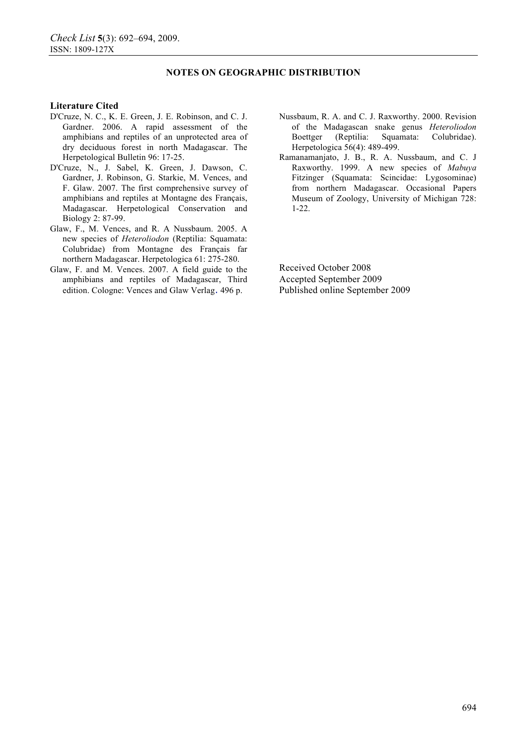## Literature Cited

D'Cruze, N. C., K. E. Green, J. E. Robinson, and C. J. Gardner. 2006. A rapid assessment of the amphibians and reptiles of an unprotected area of dry deciduous forest in north Madagascar. The Herpetological Bulletin 96: 17-25.

D'Cruze, N., J. Sabel, K. Green, J. Dawson, C. Gardner, J. Robinson, G. Starkie, M. Vences, and F. Glaw. 2007. The first comprehensive survey of amphibians and reptiles at Montagne des Français, Madagascar. Herpetological Conservation and Biology 2: 87-99.

Glaw, F., M. Vences, and R. A Nussbaum. 2005. A new species of *Heteroliodon* (Reptilia: Squamata: Colubridae) from Montagne des Français far northern Madagascar. Herpetologica 61: 275-280.

Glaw, F. and M. Vences. 2007. A field guide to the amphibians and reptiles of Madagascar, Third edition. Cologne: Vences and Glaw Verlag. 496 p.

Nussbaum, R. A. and C. J. Raxworthy. 2000. Revision of the Madagascan snake genus *Heteroliodon* Boettger (Reptilia: Squamata: Colubridae). Herpetologica 56(4): 489-499.

Ramanamanjato, J. B., R. A. Nussbaum, and C. J Raxworthy. 1999. A new species of *Mabuya* Fitzinger (Squamata: Scincidae: Lygosominae) from northern Madagascar. Occasional Papers Museum of Zoology, University of Michigan 728: 1-22.

Received October 2008
Accepted September 2009
Published online September 2009